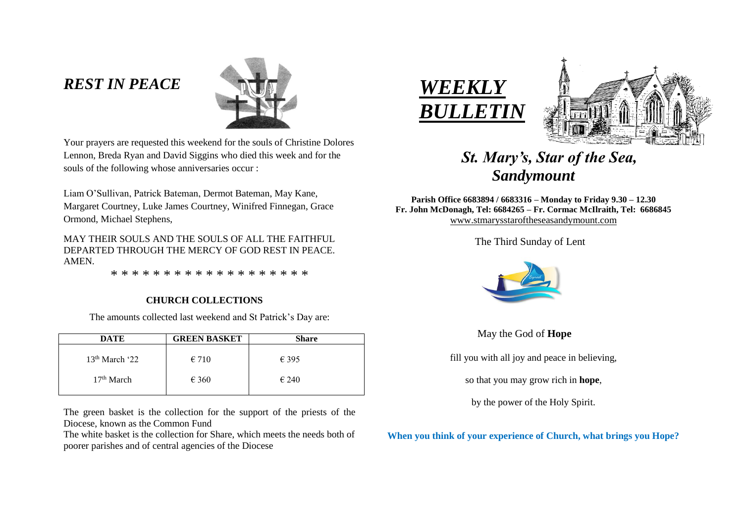## *REST IN PEACE*

Your prayers are requested this weekend for the souls of Christine Dolores Lennon, Breda Ryan and David Siggins who died this week and for the souls of the following whose anniversaries occur :

Liam O'Sullivan, Patrick Bateman, Dermot Bateman, May Kane, Margaret Courtney, Luke James Courtney, Winifred Finnegan, Grace Ormond, Michael Stephens,

MAY THEIR SOULS AND THE SOULS OF ALL THE FAITHFUL DEPARTED THROUGH THE MERCY OF GOD REST IN PEACE. AMEN.

* * * * * * * * * * * * * * * * * *

### CHURCH COLLECTIONS

The amounts collected last weekend and St Patrick's Day are:

| DATE | GREEN BASKET | Share |
|---|---|---|
| 13th March '22 | € 710 | € 395 |
| 17th March | € 360 | € 240 |

The green basket is the collection for the support of the priests of the Diocese, known as the Common Fund

The white basket is the collection for Share, which meets the needs both of poorer parishes and of central agencies of the Diocese

# *WEEKLY BULLETIN*

## *St. Mary's, Star of the Sea, Sandymount*

**Parish Office 6683894 / 6683316 – Monday to Friday 9.30 – 12.30**
**Fr. John McDonagh, Tel: 6684265 – Fr. Cormac McIlraith, Tel: 6686845**
www.stmarysstaroftheseasandymount.com

The Third Sunday of Lent

May the God of **Hope**

fill you with all joy and peace in believing,

so that you may grow rich in **hope**,

by the power of the Holy Spirit.

**When you think of your experience of Church, what brings you Hope?**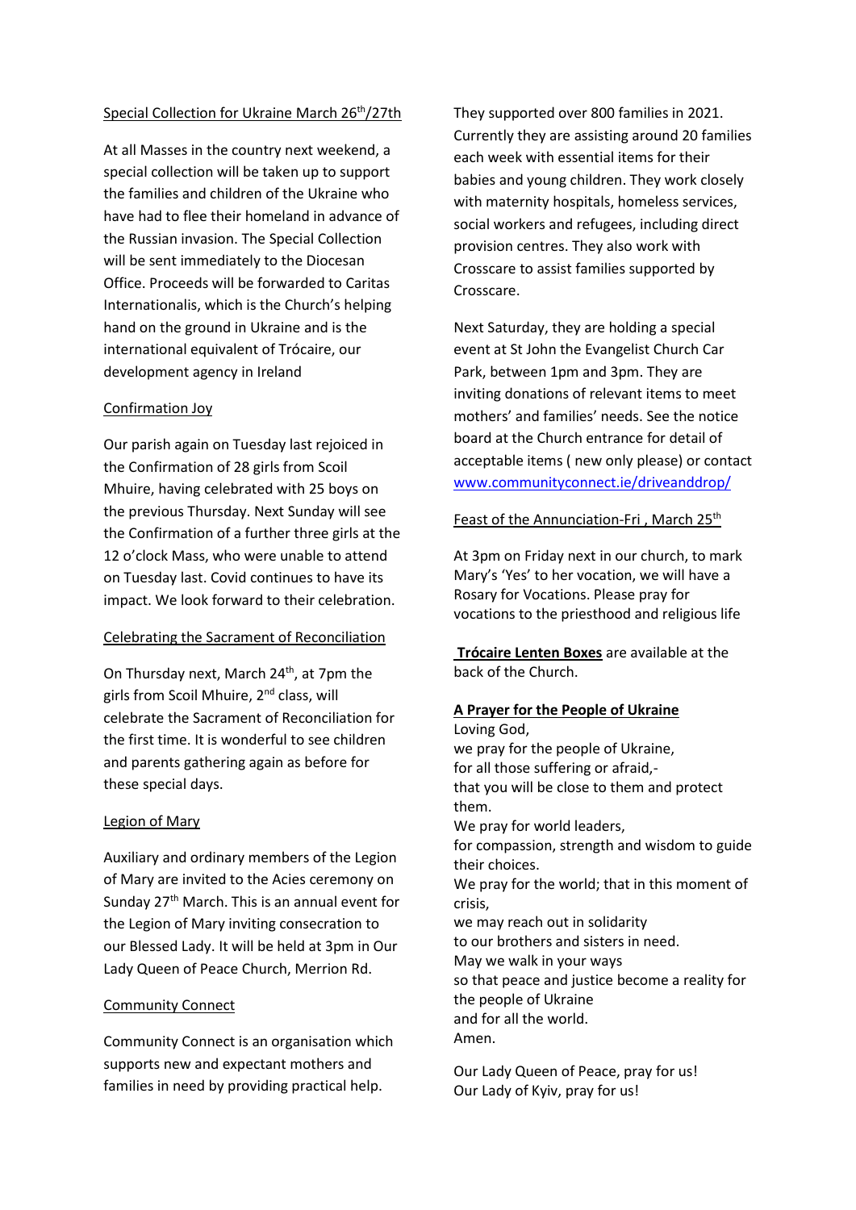## Special Collection for Ukraine March 26th/27th

At all Masses in the country next weekend, a special collection will be taken up to support the families and children of the Ukraine who have had to flee their homeland in advance of the Russian invasion. The Special Collection will be sent immediately to the Diocesan Office. Proceeds will be forwarded to Caritas Internationalis, which is the Church's helping hand on the ground in Ukraine and is the international equivalent of Trócaire, our development agency in Ireland

## Confirmation Joy

Our parish again on Tuesday last rejoiced in the Confirmation of 28 girls from Scoil Mhuire, having celebrated with 25 boys on the previous Thursday. Next Sunday will see the Confirmation of a further three girls at the 12 o'clock Mass, who were unable to attend on Tuesday last. Covid continues to have its impact. We look forward to their celebration.

## Celebrating the Sacrament of Reconciliation

On Thursday next, March 24th, at 7pm the girls from Scoil Mhuire, 2nd class, will celebrate the Sacrament of Reconciliation for the first time. It is wonderful to see children and parents gathering again as before for these special days.

## Legion of Mary

Auxiliary and ordinary members of the Legion of Mary are invited to the Acies ceremony on Sunday 27th March. This is an annual event for the Legion of Mary inviting consecration to our Blessed Lady. It will be held at 3pm in Our Lady Queen of Peace Church, Merrion Rd.

## Community Connect

Community Connect is an organisation which supports new and expectant mothers and families in need by providing practical help. They supported over 800 families in 2021. Currently they are assisting around 20 families each week with essential items for their babies and young children. They work closely with maternity hospitals, homeless services, social workers and refugees, including direct provision centres. They also work with Crosscare to assist families supported by Crosscare.

Next Saturday, they are holding a special event at St John the Evangelist Church Car Park, between 1pm and 3pm. They are inviting donations of relevant items to meet mothers' and families' needs. See the notice board at the Church entrance for detail of acceptable items ( new only please) or contact [www.communityconnect.ie/driveanddrop/](www.communityconnect.ie/driveanddrop/)

## Feast of the Annunciation-Fri , March 25th

At 3pm on Friday next in our church, to mark Mary's 'Yes' to her vocation, we will have a Rosary for Vocations. Please pray for vocations to the priesthood and religious life

**Trócaire Lenten Boxes** are available at the back of the Church.

## A Prayer for the People of Ukraine

Loving God,
we pray for the people of Ukraine,
for all those suffering or afraid,-
that you will be close to them and protect them.
We pray for world leaders,
for compassion, strength and wisdom to guide their choices.
We pray for the world; that in this moment of crisis,
we may reach out in solidarity
to our brothers and sisters in need.
May we walk in your ways
so that peace and justice become a reality for the people of Ukraine
and for all the world.
Amen.

Our Lady Queen of Peace, pray for us!
Our Lady of Kyiv, pray for us!